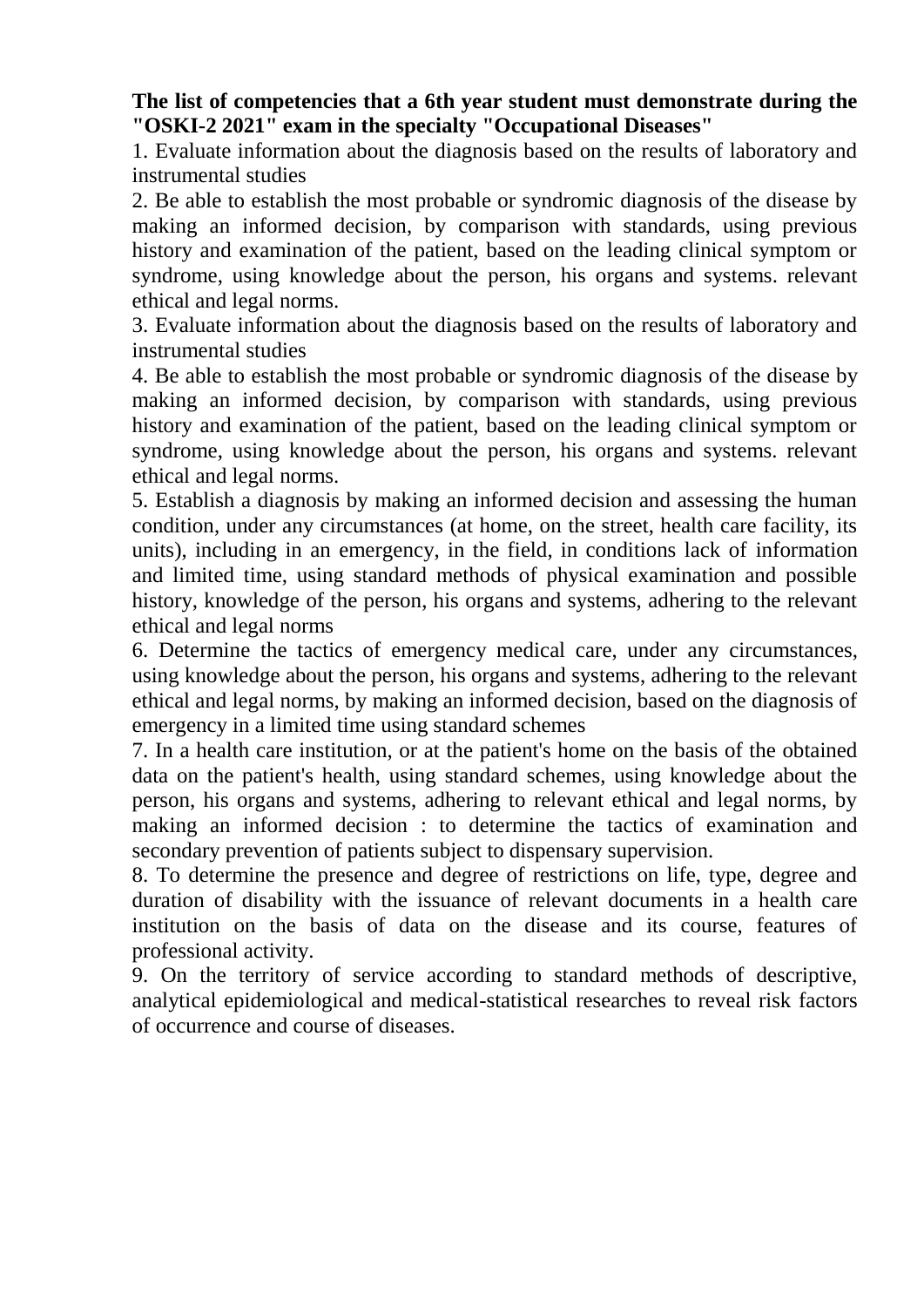**The list of competencies that a 6th year student must demonstrate during the "OSKI-2 2021" exam in the specialty "Occupational Diseases"**

1. Evaluate information about the diagnosis based on the results of laboratory and instrumental studies
2. Be able to establish the most probable or syndromic diagnosis of the disease by making an informed decision, by comparison with standards, using previous history and examination of the patient, based on the leading clinical symptom or syndrome, using knowledge about the person, his organs and systems. relevant ethical and legal norms.
3. Evaluate information about the diagnosis based on the results of laboratory and instrumental studies
4. Be able to establish the most probable or syndromic diagnosis of the disease by making an informed decision, by comparison with standards, using previous history and examination of the patient, based on the leading clinical symptom or syndrome, using knowledge about the person, his organs and systems. relevant ethical and legal norms.
5. Establish a diagnosis by making an informed decision and assessing the human condition, under any circumstances (at home, on the street, health care facility, its units), including in an emergency, in the field, in conditions lack of information and limited time, using standard methods of physical examination and possible history, knowledge of the person, his organs and systems, adhering to the relevant ethical and legal norms
6. Determine the tactics of emergency medical care, under any circumstances, using knowledge about the person, his organs and systems, adhering to the relevant ethical and legal norms, by making an informed decision, based on the diagnosis of emergency in a limited time using standard schemes
7. In a health care institution, or at the patient's home on the basis of the obtained data on the patient's health, using standard schemes, using knowledge about the person, his organs and systems, adhering to relevant ethical and legal norms, by making an informed decision : to determine the tactics of examination and secondary prevention of patients subject to dispensary supervision.
8. To determine the presence and degree of restrictions on life, type, degree and duration of disability with the issuance of relevant documents in a health care institution on the basis of data on the disease and its course, features of professional activity.
9. On the territory of service according to standard methods of descriptive, analytical epidemiological and medical-statistical researches to reveal risk factors of occurrence and course of diseases.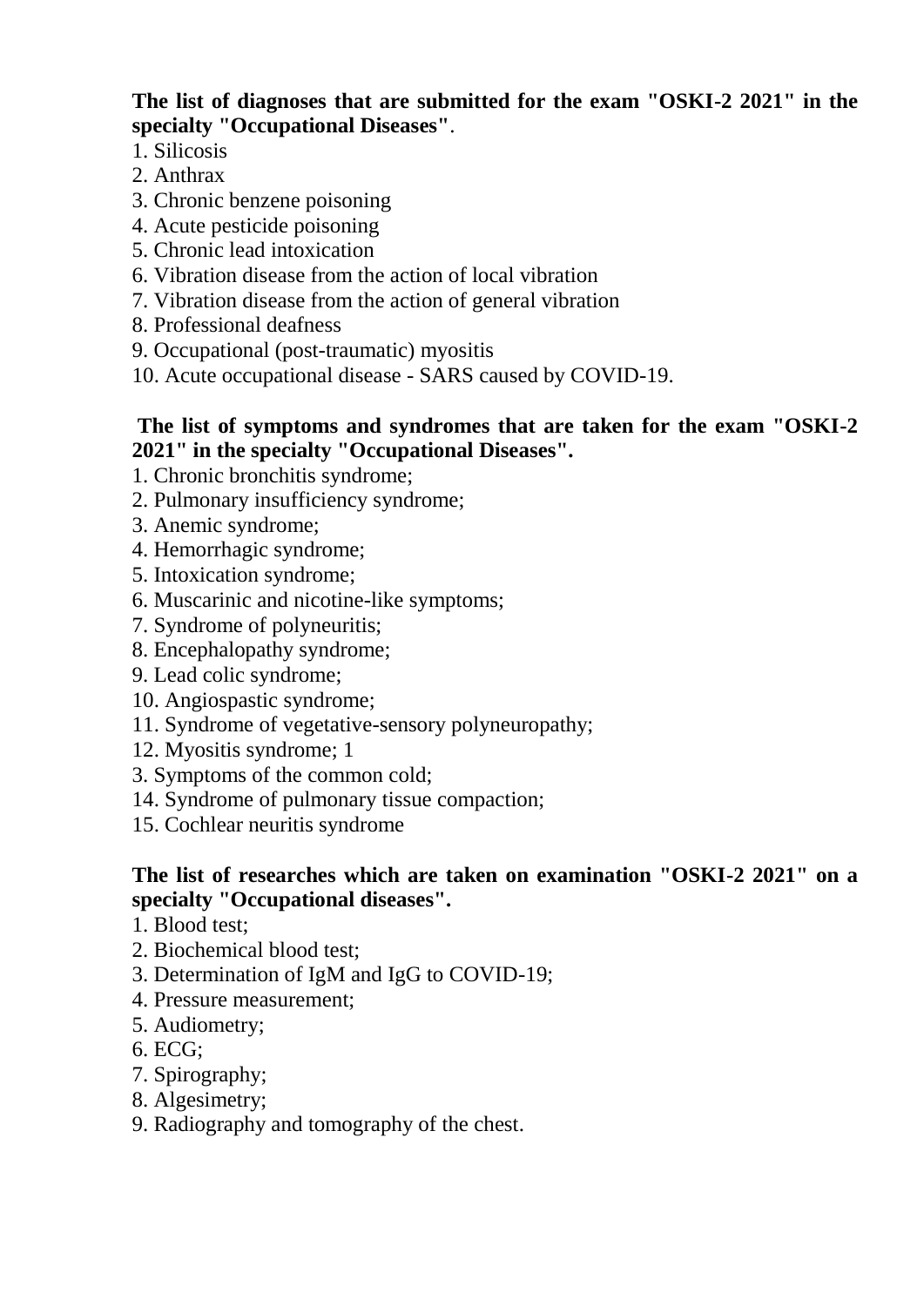**The list of diagnoses that are submitted for the exam "OSKI-2 2021" in the specialty "Occupational Diseases"**.

1. Silicosis
2. Anthrax
3. Chronic benzene poisoning
4. Acute pesticide poisoning
5. Chronic lead intoxication
6. Vibration disease from the action of local vibration
7. Vibration disease from the action of general vibration
8. Professional deafness
9. Occupational (post-traumatic) myositis
10. Acute occupational disease - SARS caused by COVID-19.

**The list of symptoms and syndromes that are taken for the exam "OSKI-2 2021" in the specialty "Occupational Diseases".**

1. Chronic bronchitis syndrome;
2. Pulmonary insufficiency syndrome;
3. Anemic syndrome;
4. Hemorrhagic syndrome;
5. Intoxication syndrome;
6. Muscarinic and nicotine-like symptoms;
7. Syndrome of polyneuritis;
8. Encephalopathy syndrome;
9. Lead colic syndrome;
10. Angiospastic syndrome;
11. Syndrome of vegetative-sensory polyneuropathy;
12. Myositis syndrome; 1
3. Symptoms of the common cold;
14. Syndrome of pulmonary tissue compaction;
15. Cochlear neuritis syndrome

**The list of researches which are taken on examination "OSKI-2 2021" on a specialty "Occupational diseases".**

1. Blood test;
2. Biochemical blood test;
3. Determination of IgM and IgG to COVID-19;
4. Pressure measurement;
5. Audiometry;
6. ECG;
7. Spirography;
8. Algesimetry;
9. Radiography and tomography of the chest.